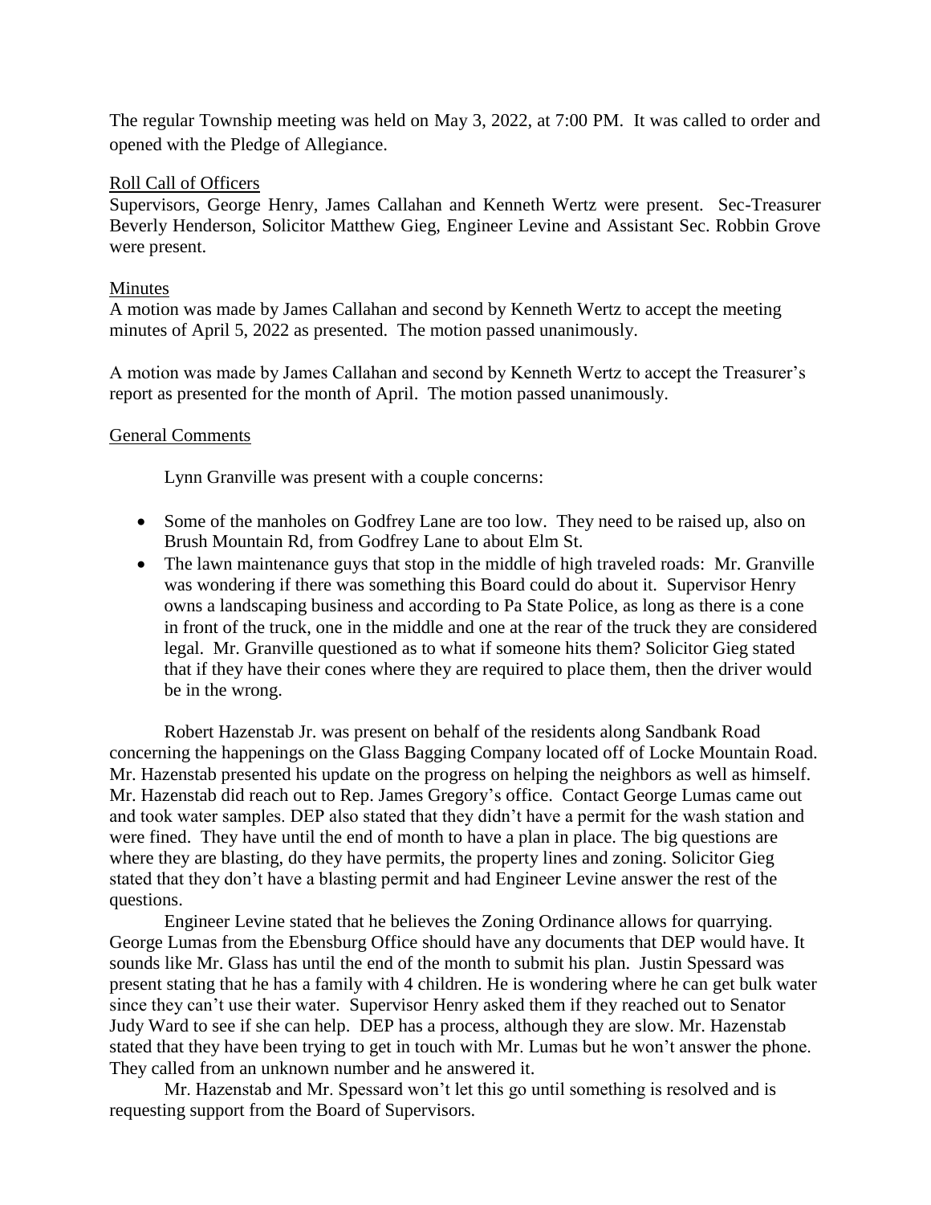The regular Township meeting was held on May 3, 2022, at 7:00 PM. It was called to order and opened with the Pledge of Allegiance.

## Roll Call of Officers

Supervisors, George Henry, James Callahan and Kenneth Wertz were present. Sec-Treasurer Beverly Henderson, Solicitor Matthew Gieg, Engineer Levine and Assistant Sec. Robbin Grove were present.

## Minutes

A motion was made by James Callahan and second by Kenneth Wertz to accept the meeting minutes of April 5, 2022 as presented. The motion passed unanimously.

A motion was made by James Callahan and second by Kenneth Wertz to accept the Treasurer's report as presented for the month of April. The motion passed unanimously.

## General Comments

Lynn Granville was present with a couple concerns:

- Some of the manholes on Godfrey Lane are too low. They need to be raised up, also on Brush Mountain Rd, from Godfrey Lane to about Elm St.
- The lawn maintenance guys that stop in the middle of high traveled roads: Mr. Granville was wondering if there was something this Board could do about it. Supervisor Henry owns a landscaping business and according to Pa State Police, as long as there is a cone in front of the truck, one in the middle and one at the rear of the truck they are considered legal. Mr. Granville questioned as to what if someone hits them? Solicitor Gieg stated that if they have their cones where they are required to place them, then the driver would be in the wrong.

Robert Hazenstab Jr. was present on behalf of the residents along Sandbank Road concerning the happenings on the Glass Bagging Company located off of Locke Mountain Road. Mr. Hazenstab presented his update on the progress on helping the neighbors as well as himself. Mr. Hazenstab did reach out to Rep. James Gregory's office. Contact George Lumas came out and took water samples. DEP also stated that they didn't have a permit for the wash station and were fined. They have until the end of month to have a plan in place. The big questions are where they are blasting, do they have permits, the property lines and zoning. Solicitor Gieg stated that they don't have a blasting permit and had Engineer Levine answer the rest of the questions.

Engineer Levine stated that he believes the Zoning Ordinance allows for quarrying. George Lumas from the Ebensburg Office should have any documents that DEP would have. It sounds like Mr. Glass has until the end of the month to submit his plan. Justin Spessard was present stating that he has a family with 4 children. He is wondering where he can get bulk water since they can't use their water. Supervisor Henry asked them if they reached out to Senator Judy Ward to see if she can help. DEP has a process, although they are slow. Mr. Hazenstab stated that they have been trying to get in touch with Mr. Lumas but he won't answer the phone. They called from an unknown number and he answered it.

Mr. Hazenstab and Mr. Spessard won't let this go until something is resolved and is requesting support from the Board of Supervisors.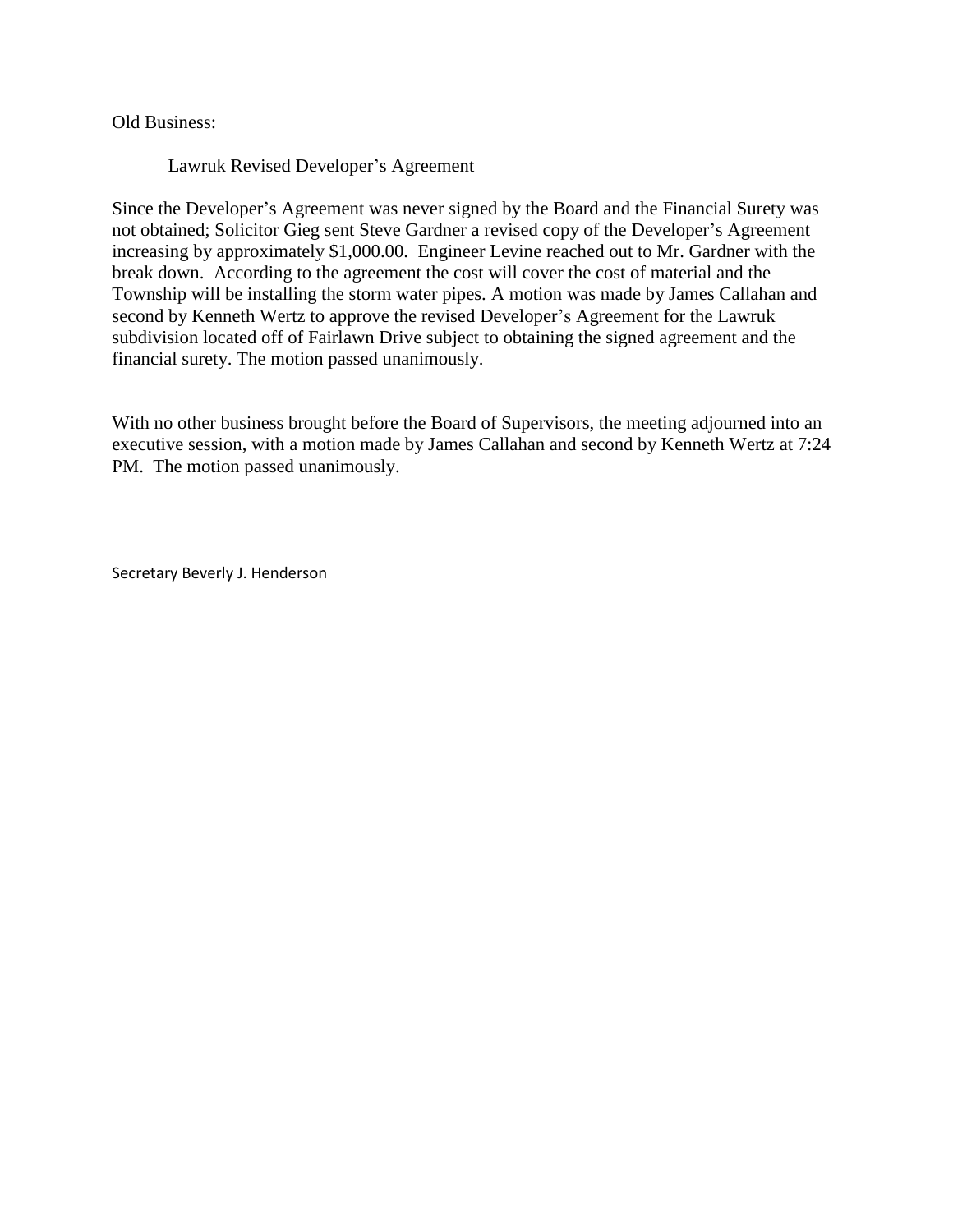Old Business:

Lawruk Revised Developer's Agreement

Since the Developer's Agreement was never signed by the Board and the Financial Surety was not obtained; Solicitor Gieg sent Steve Gardner a revised copy of the Developer's Agreement increasing by approximately $1,000.00. Engineer Levine reached out to Mr. Gardner with the break down. According to the agreement the cost will cover the cost of material and the Township will be installing the storm water pipes. A motion was made by James Callahan and second by Kenneth Wertz to approve the revised Developer's Agreement for the Lawruk subdivision located off of Fairlawn Drive subject to obtaining the signed agreement and the financial surety. The motion passed unanimously.

With no other business brought before the Board of Supervisors, the meeting adjourned into an executive session, with a motion made by James Callahan and second by Kenneth Wertz at 7:24 PM. The motion passed unanimously.

Secretary Beverly J. Henderson